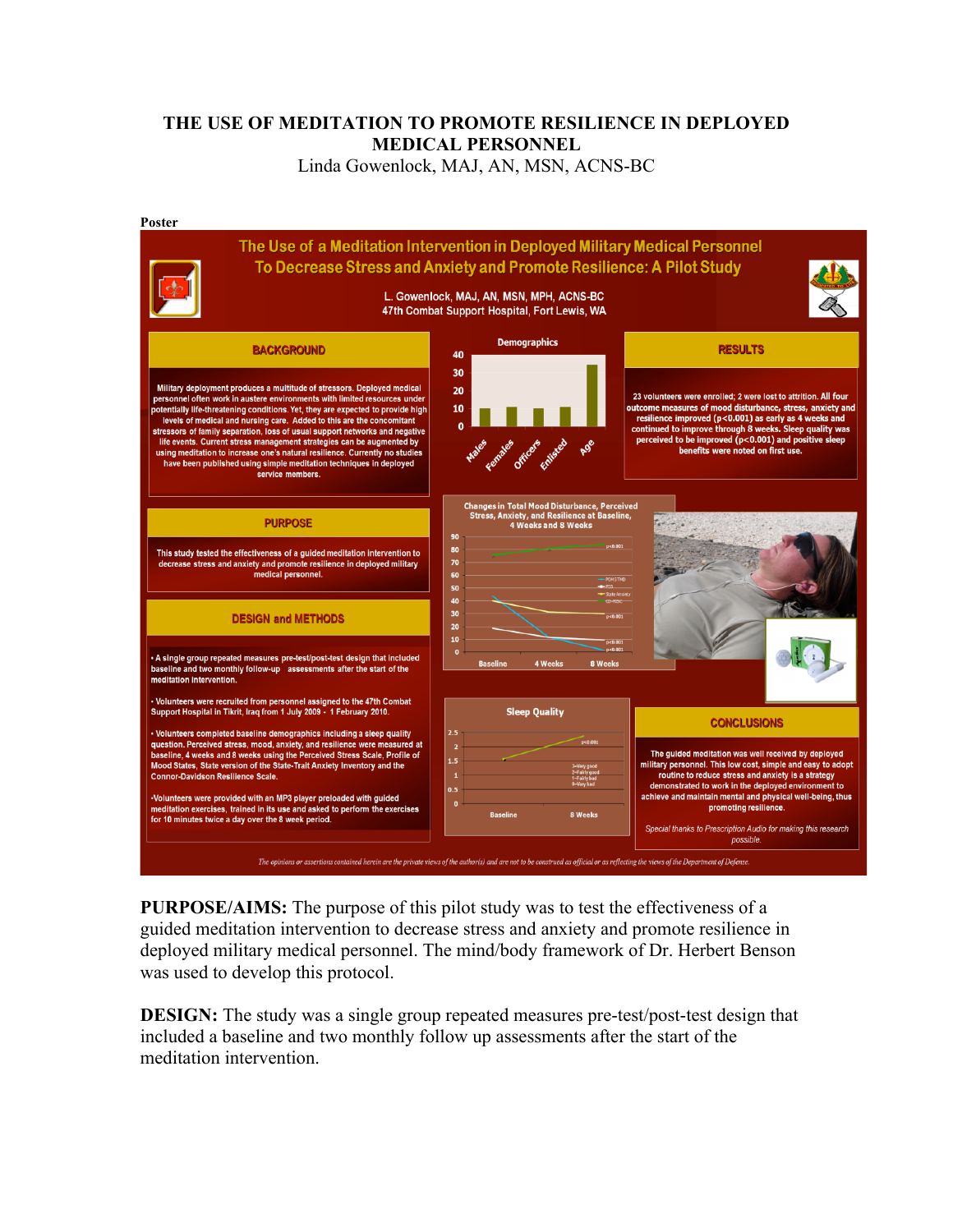# THE USE OF MEDITATION TO PROMOTE RESILIENCE IN DEPLOYED MEDICAL PERSONNEL

Linda Gowenlock, MAJ, AN, MSN, ACNS-BC

**Poster**

## The Use of a Meditation Intervention in Deployed Military Medical Personnel To Decrease Stress and Anxiety and Promote Resilience: A Pilot Study

L. Gowenlock, MAJ, AN, MSN, MPH, ACNS-BC
47th Combat Support Hospital, Fort Lewis, WA

### BACKGROUND

Military deployment produces a multitude of stressors. Deployed medical personnel often work in austere environments with limited resources under potentially life-threatening conditions. Yet, they are expected to provide high levels of medical and nursing care. Added to this are the concomitant stressors of family separation, loss of usual support networks and negative life events. Current stress management strategies can be augmented by using meditation to increase one's natural resilience. Currently no studies have been published using simple meditation techniques in deployed service members.

### PURPOSE

This study tested the effectiveness of a guided meditation intervention to decrease stress and anxiety and promote resilience in deployed military medical personnel.

### DESIGN and METHODS

- A single group repeated measures pre-test/post-test design that included baseline and two monthly follow-up assessments after the start of the meditation intervention.
- Volunteers were recruited from personnel assigned to the 47th Combat Support Hospital in Tikrit, Iraq from 1 July 2009 - 1 February 2010.
- Volunteers completed baseline demographics including a sleep quality question. Perceived stress, mood, anxiety, and resilience were measured at baseline, 4 weeks and 8 weeks using the Perceived Stress Scale, Profile of Mood States, State version of the State-Trait Anxiety Inventory and the Connor-Davidson Resilience Scale.
- Volunteers were provided with an MP3 player preloaded with guided meditation exercises, trained in its use and asked to perform the exercises for 10 minutes twice a day over the 8 week period.

**Demographics** (chart: Males, Females, Officers, Enlisted, Age)

**Changes in Total Mood Disturbance, Perceived Stress, Anxiety, and Resilience at Baseline, 4 Weeks and 8 Weeks** (chart: Baseline, 4 Weeks, 8 Weeks; $p<0.001$)

**Sleep Quality** (chart: Baseline, 8 Weeks; $p<0.001$; 3=Very good, 2=Fairly good, 1=Fairly bad, 0=Very bad)

### RESULTS

23 volunteers were enrolled; 2 were lost to attrition. All four outcome measures of mood disturbance, stress, anxiety and resilience improved ($p<0.001$) as early as 4 weeks and continued to improve through 8 weeks. Sleep quality was perceived to be improved ($p<0.001$) and positive sleep benefits were noted on first use.

### CONCLUSIONS

The guided meditation was well received by deployed military personnel. This low cost, simple and easy to adopt routine to reduce stress and anxiety is a strategy demonstrated to work in the deployed environment to achieve and maintain mental and physical well-being, thus promoting resilience.

*Special thanks to Prescription Audio for making this research possible.*

*The opinions or assertions contained herein are the private views of the author(s) and are not to be construed as official or as reflecting the views of the Department of Defense.*

**PURPOSE/AIMS:** The purpose of this pilot study was to test the effectiveness of a guided meditation intervention to decrease stress and anxiety and promote resilience in deployed military medical personnel. The mind/body framework of Dr. Herbert Benson was used to develop this protocol.

**DESIGN:** The study was a single group repeated measures pre-test/post-test design that included a baseline and two monthly follow up assessments after the start of the meditation intervention.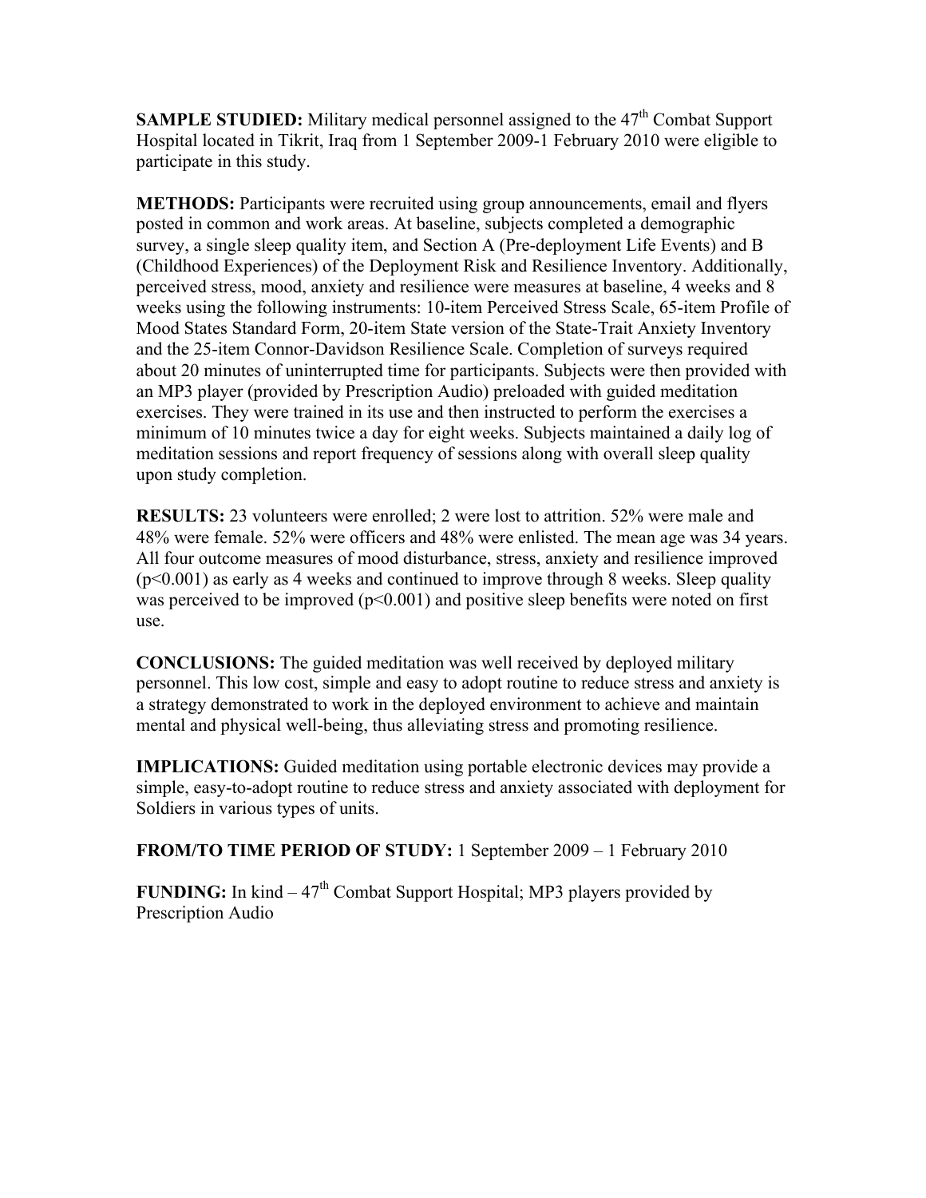**SAMPLE STUDIED:** Military medical personnel assigned to the 47th Combat Support Hospital located in Tikrit, Iraq from 1 September 2009-1 February 2010 were eligible to participate in this study.

**METHODS:** Participants were recruited using group announcements, email and flyers posted in common and work areas. At baseline, subjects completed a demographic survey, a single sleep quality item, and Section A (Pre-deployment Life Events) and B (Childhood Experiences) of the Deployment Risk and Resilience Inventory. Additionally, perceived stress, mood, anxiety and resilience were measures at baseline, 4 weeks and 8 weeks using the following instruments: 10-item Perceived Stress Scale, 65-item Profile of Mood States Standard Form, 20-item State version of the State-Trait Anxiety Inventory and the 25-item Connor-Davidson Resilience Scale. Completion of surveys required about 20 minutes of uninterrupted time for participants. Subjects were then provided with an MP3 player (provided by Prescription Audio) preloaded with guided meditation exercises. They were trained in its use and then instructed to perform the exercises a minimum of 10 minutes twice a day for eight weeks. Subjects maintained a daily log of meditation sessions and report frequency of sessions along with overall sleep quality upon study completion.

**RESULTS:** 23 volunteers were enrolled; 2 were lost to attrition. 52% were male and 48% were female. 52% were officers and 48% were enlisted. The mean age was 34 years. All four outcome measures of mood disturbance, stress, anxiety and resilience improved ($p<0.001$) as early as 4 weeks and continued to improve through 8 weeks. Sleep quality was perceived to be improved ($p<0.001$) and positive sleep benefits were noted on first use.

**CONCLUSIONS:** The guided meditation was well received by deployed military personnel. This low cost, simple and easy to adopt routine to reduce stress and anxiety is a strategy demonstrated to work in the deployed environment to achieve and maintain mental and physical well-being, thus alleviating stress and promoting resilience.

**IMPLICATIONS:** Guided meditation using portable electronic devices may provide a simple, easy-to-adopt routine to reduce stress and anxiety associated with deployment for Soldiers in various types of units.

**FROM/TO TIME PERIOD OF STUDY:** 1 September 2009 – 1 February 2010

**FUNDING:** In kind – 47th Combat Support Hospital; MP3 players provided by Prescription Audio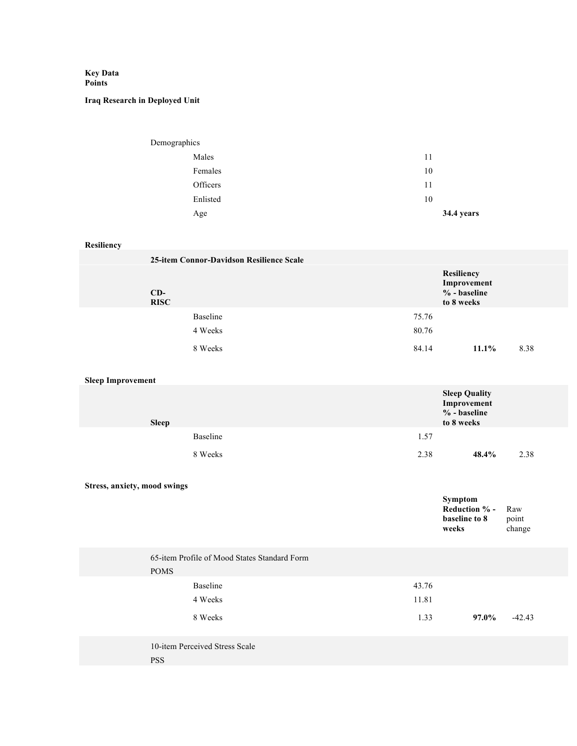**Key Data Points**

**Iraq Research in Deployed Unit**

| Demographics | | |
|---|---|---|
| Males | 11 | |
| Females | 10 | |
| Officers | 11 | |
| Enlisted | 10 | |
| Age | | **34.4 years** |

**Resiliency**

| **25-item Connor-Davidson Resilience Scale** | | | |
|---|---|---|---|
| **CD-RISC** | | **Resiliency Improvement % - baseline to 8 weeks** | |
| Baseline | 75.76 | | |
| 4 Weeks | 80.76 | | |
| 8 Weeks | 84.14 | **11.1%** | 8.38 |

**Sleep Improvement**

| **Sleep** | | **Sleep Quality Improvement % - baseline to 8 weeks** | |
|---|---|---|---|
| Baseline | 1.57 | | |
| 8 Weeks | 2.38 | **48.4%** | 2.38 |

**Stress, anxiety, mood swings**

| | | **Symptom Reduction % - baseline to 8 weeks** | Raw point change |
|---|---|---|---|
| 65-item Profile of Mood States Standard Form POMS | | | |
| Baseline | 43.76 | | |
| 4 Weeks | 11.81 | | |
| 8 Weeks | 1.33 | **97.0%** | -42.43 |
| 10-item Perceived Stress Scale PSS | | | |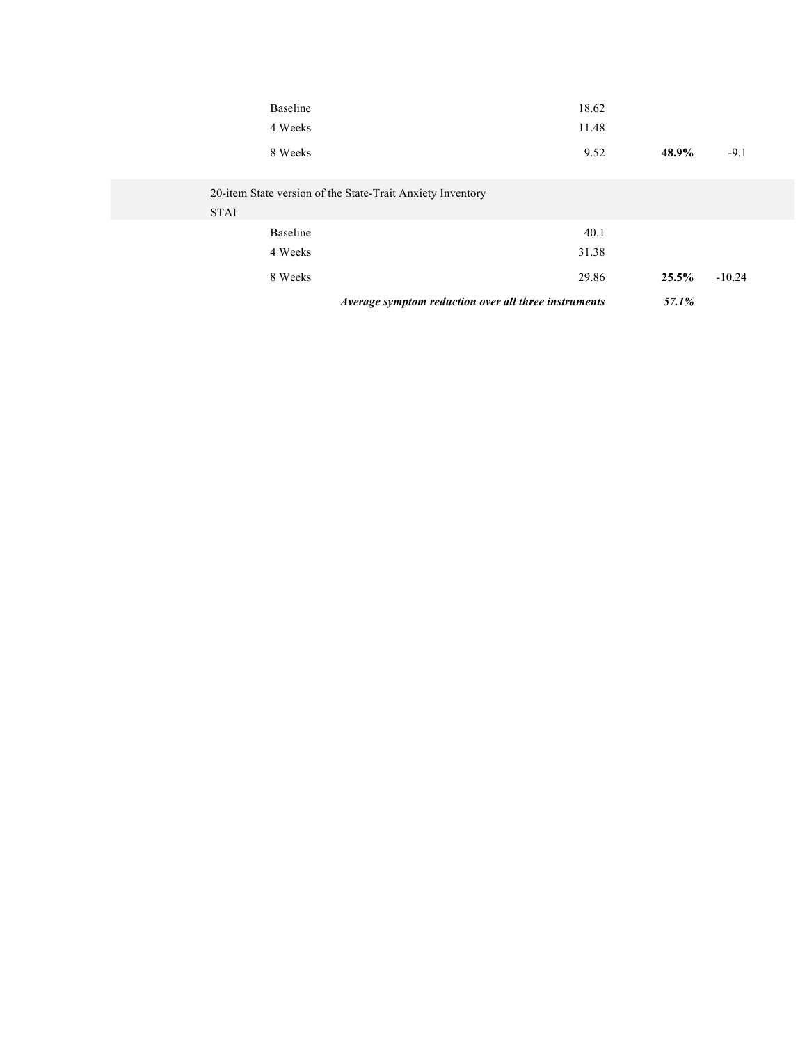| | | | |
|---|---|---|---|
| Baseline | 18.62 | | |
| 4 Weeks | 11.48 | | |
| 8 Weeks | 9.52 | **48.9%** | -9.1 |
| 20-item State version of the State-Trait Anxiety Inventory STAI | | | |
| Baseline | 40.1 | | |
| 4 Weeks | 31.38 | | |
| 8 Weeks | 29.86 | **25.5%** | -10.24 |
| ***Average symptom reduction over all three instruments*** | | ***57.1%*** | |